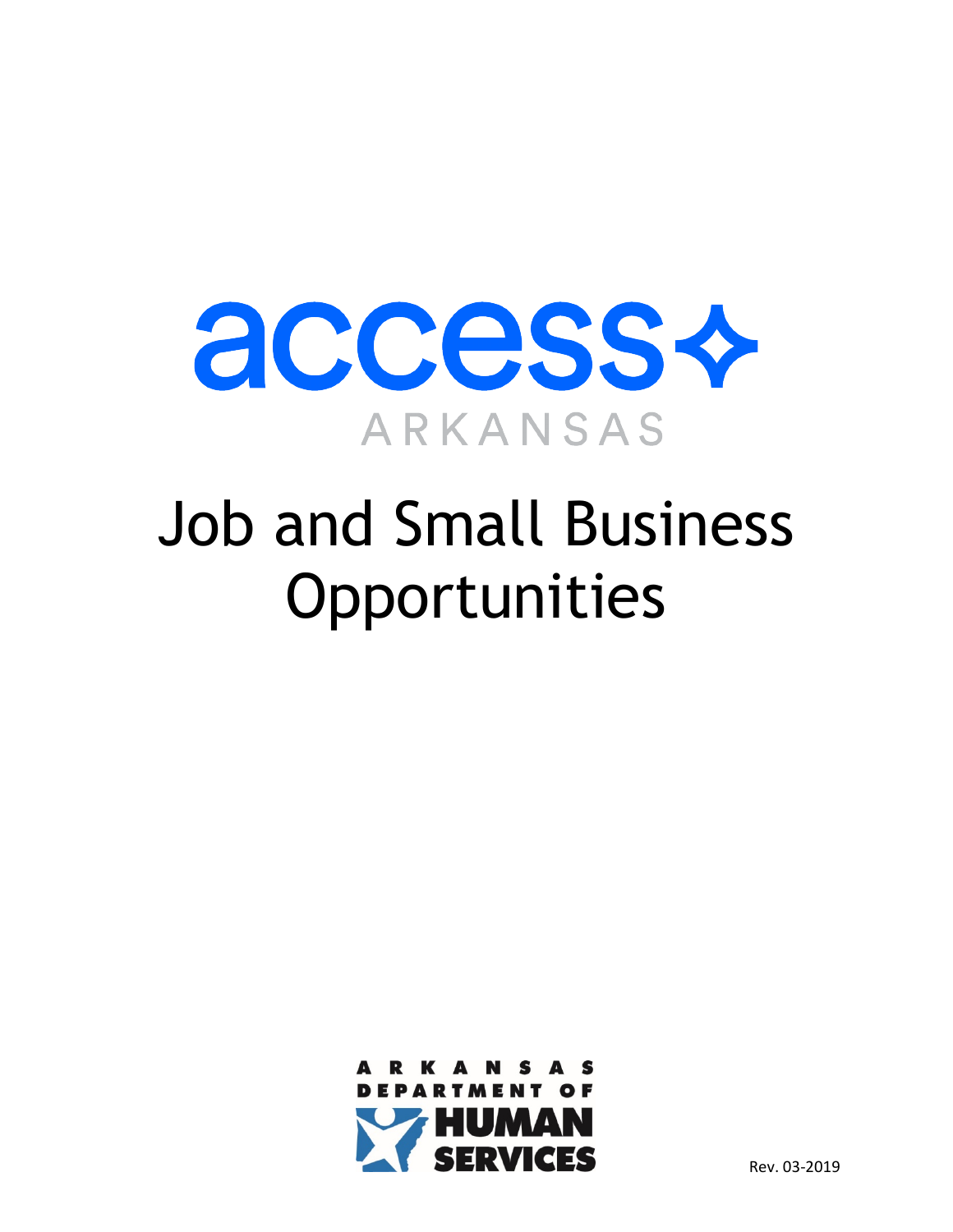access
ARKANSAS

# Job and Small Business Opportunities

ARKANSAS DEPARTMENT OF HUMAN SERVICES

Rev. 03-2019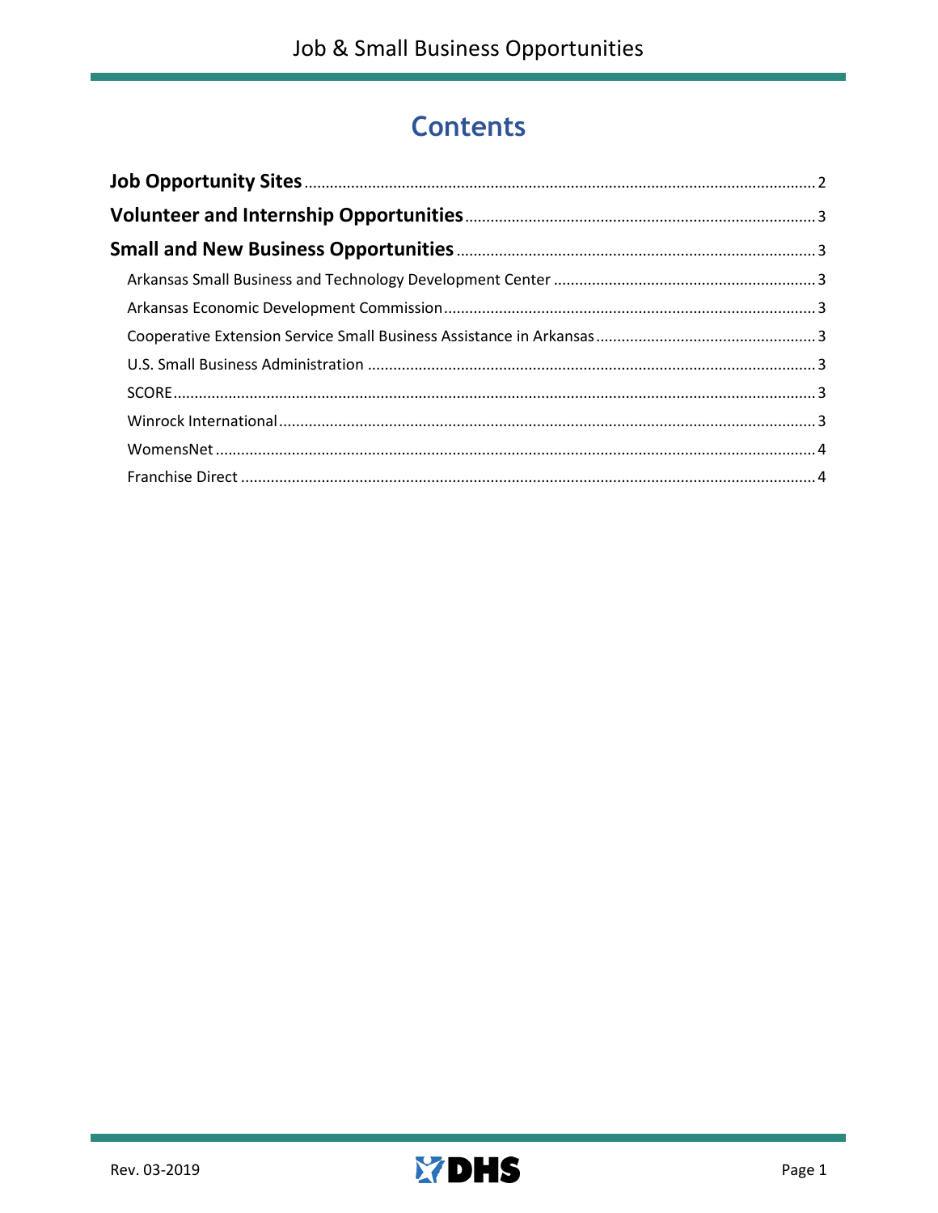# Contents

**Job Opportunity Sites** ........ 2

**Volunteer and Internship Opportunities** ........ 3

**Small and New Business Opportunities** ........ 3

- Arkansas Small Business and Technology Development Center ........ 3
- Arkansas Economic Development Commission ........ 3
- Cooperative Extension Service Small Business Assistance in Arkansas ........ 3
- U.S. Small Business Administration ........ 3
- SCORE ........ 3
- Winrock International ........ 3
- WomensNet ........ 4
- Franchise Direct ........ 4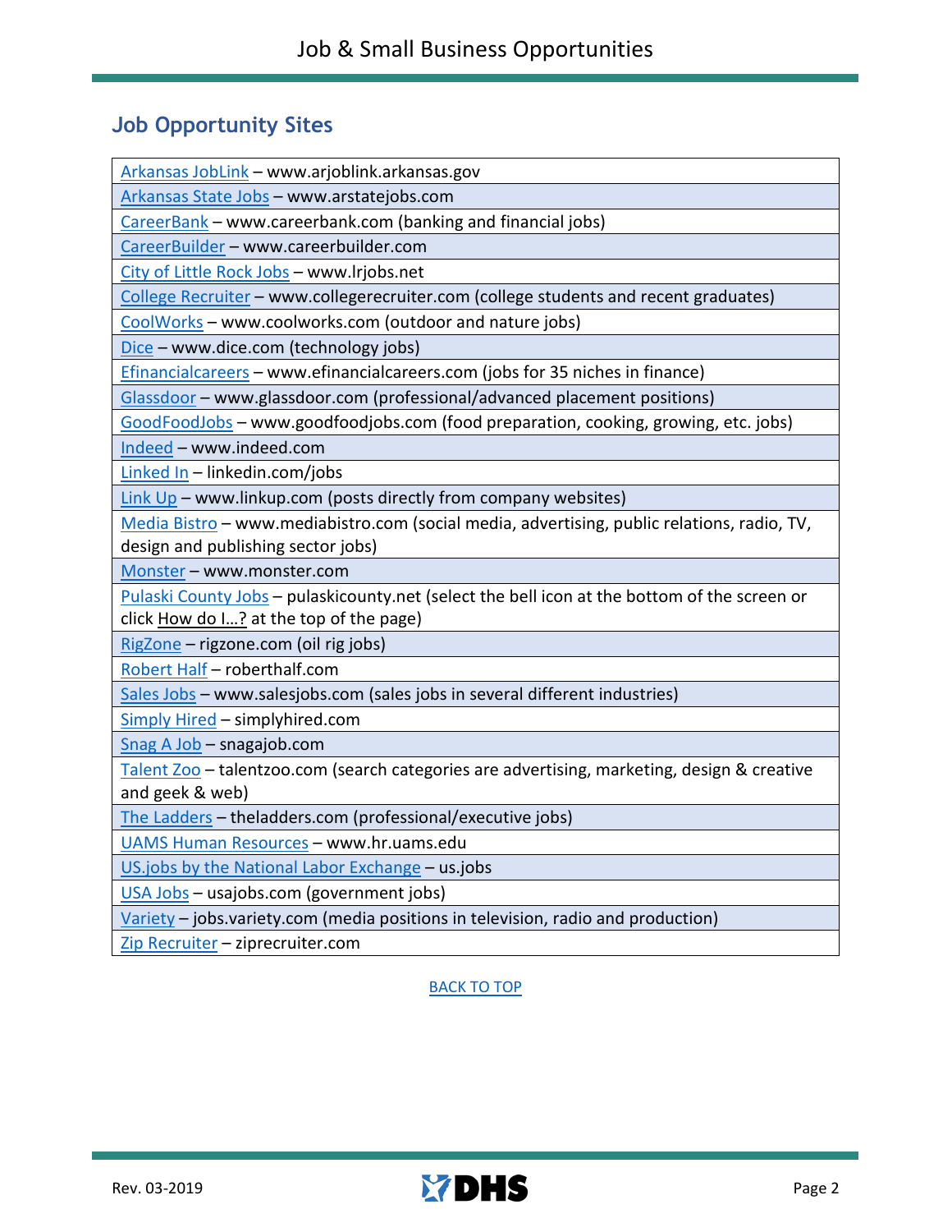## Job Opportunity Sites

| |
|---|
| Arkansas JobLink – www.arjoblink.arkansas.gov |
| Arkansas State Jobs – www.arstatejobs.com |
| CareerBank – www.careerbank.com (banking and financial jobs) |
| CareerBuilder – www.careerbuilder.com |
| City of Little Rock Jobs – www.lrjobs.net |
| College Recruiter – www.collegerecruiter.com (college students and recent graduates) |
| CoolWorks – www.coolworks.com (outdoor and nature jobs) |
| Dice – www.dice.com (technology jobs) |
| Efinancialcareers – www.efinancialcareers.com (jobs for 35 niches in finance) |
| Glassdoor – www.glassdoor.com (professional/advanced placement positions) |
| GoodFoodJobs – www.goodfoodjobs.com (food preparation, cooking, growing, etc. jobs) |
| Indeed – www.indeed.com |
| Linked In – linkedin.com/jobs |
| Link Up – www.linkup.com (posts directly from company websites) |
| Media Bistro – www.mediabistro.com (social media, advertising, public relations, radio, TV, design and publishing sector jobs) |
| Monster – www.monster.com |
| Pulaski County Jobs – pulaskicounty.net (select the bell icon at the bottom of the screen or click How do I…? at the top of the page) |
| RigZone – rigzone.com (oil rig jobs) |
| Robert Half – roberthalf.com |
| Sales Jobs – www.salesjobs.com (sales jobs in several different industries) |
| Simply Hired – simplyhired.com |
| Snag A Job – snagajob.com |
| Talent Zoo – talentzoo.com (search categories are advertising, marketing, design & creative and geek & web) |
| The Ladders – theladders.com (professional/executive jobs) |
| UAMS Human Resources – www.hr.uams.edu |
| US.jobs by the National Labor Exchange – us.jobs |
| USA Jobs – usajobs.com (government jobs) |
| Variety – jobs.variety.com (media positions in television, radio and production) |
| Zip Recruiter – ziprecruiter.com |

BACK TO TOP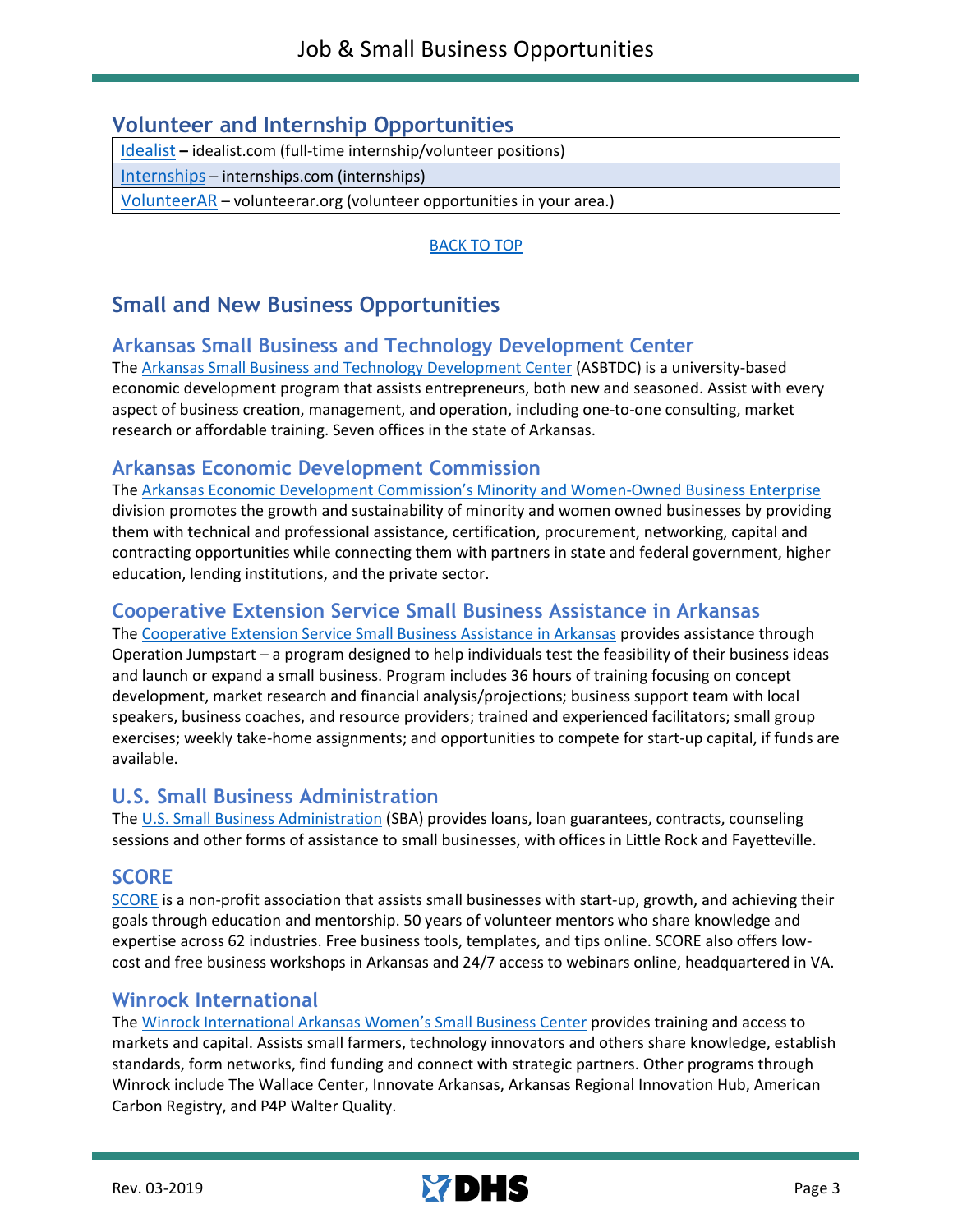## Volunteer and Internship Opportunities

| | |
|---|---|
| Idealist – idealist.com (full-time internship/volunteer positions) | |
| Internships – internships.com (internships) | |
| VolunteerAR – volunteerar.org (volunteer opportunities in your area.) | |

BACK TO TOP

## Small and New Business Opportunities

### Arkansas Small Business and Technology Development Center

The Arkansas Small Business and Technology Development Center (ASBTDC) is a university-based economic development program that assists entrepreneurs, both new and seasoned. Assist with every aspect of business creation, management, and operation, including one-to-one consulting, market research or affordable training. Seven offices in the state of Arkansas.

### Arkansas Economic Development Commission

The Arkansas Economic Development Commission's Minority and Women-Owned Business Enterprise division promotes the growth and sustainability of minority and women owned businesses by providing them with technical and professional assistance, certification, procurement, networking, capital and contracting opportunities while connecting them with partners in state and federal government, higher education, lending institutions, and the private sector.

### Cooperative Extension Service Small Business Assistance in Arkansas

The Cooperative Extension Service Small Business Assistance in Arkansas provides assistance through Operation Jumpstart – a program designed to help individuals test the feasibility of their business ideas and launch or expand a small business. Program includes 36 hours of training focusing on concept development, market research and financial analysis/projections; business support team with local speakers, business coaches, and resource providers; trained and experienced facilitators; small group exercises; weekly take-home assignments; and opportunities to compete for start-up capital, if funds are available.

### U.S. Small Business Administration

The U.S. Small Business Administration (SBA) provides loans, loan guarantees, contracts, counseling sessions and other forms of assistance to small businesses, with offices in Little Rock and Fayetteville.

### SCORE

SCORE is a non-profit association that assists small businesses with start-up, growth, and achieving their goals through education and mentorship. 50 years of volunteer mentors who share knowledge and expertise across 62 industries. Free business tools, templates, and tips online. SCORE also offers low-cost and free business workshops in Arkansas and 24/7 access to webinars online, headquartered in VA.

### Winrock International

The Winrock International Arkansas Women's Small Business Center provides training and access to markets and capital. Assists small farmers, technology innovators and others share knowledge, establish standards, form networks, find funding and connect with strategic partners. Other programs through Winrock include The Wallace Center, Innovate Arkansas, Arkansas Regional Innovation Hub, American Carbon Registry, and P4P Walter Quality.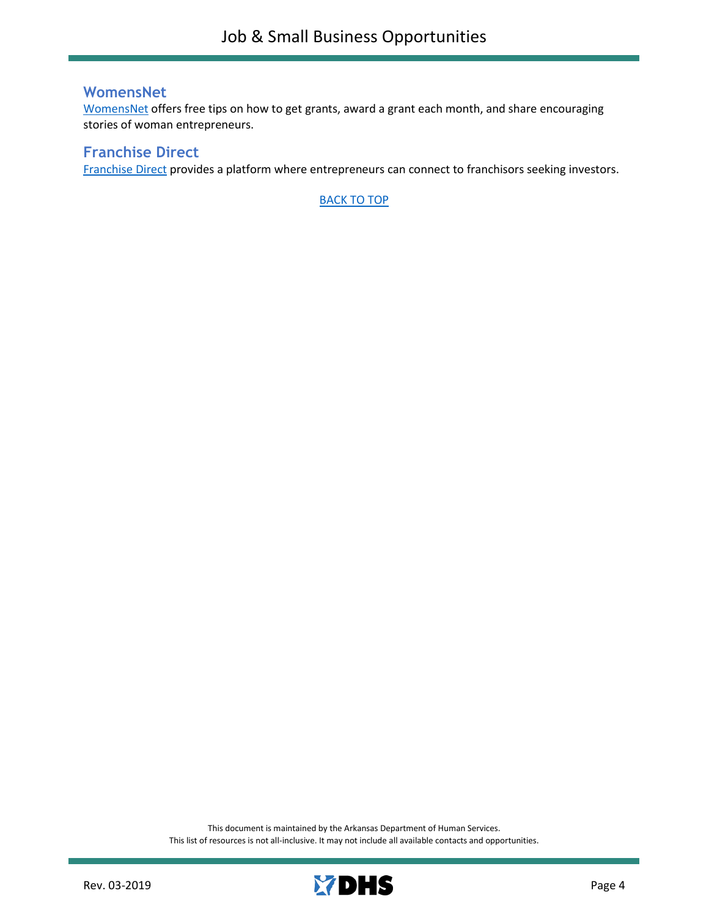## WomensNet

WomensNet offers free tips on how to get grants, award a grant each month, and share encouraging stories of woman entrepreneurs.

## Franchise Direct

Franchise Direct provides a platform where entrepreneurs can connect to franchisors seeking investors.

BACK TO TOP

This document is maintained by the Arkansas Department of Human Services.
This list of resources is not all-inclusive. It may not include all available contacts and opportunities.